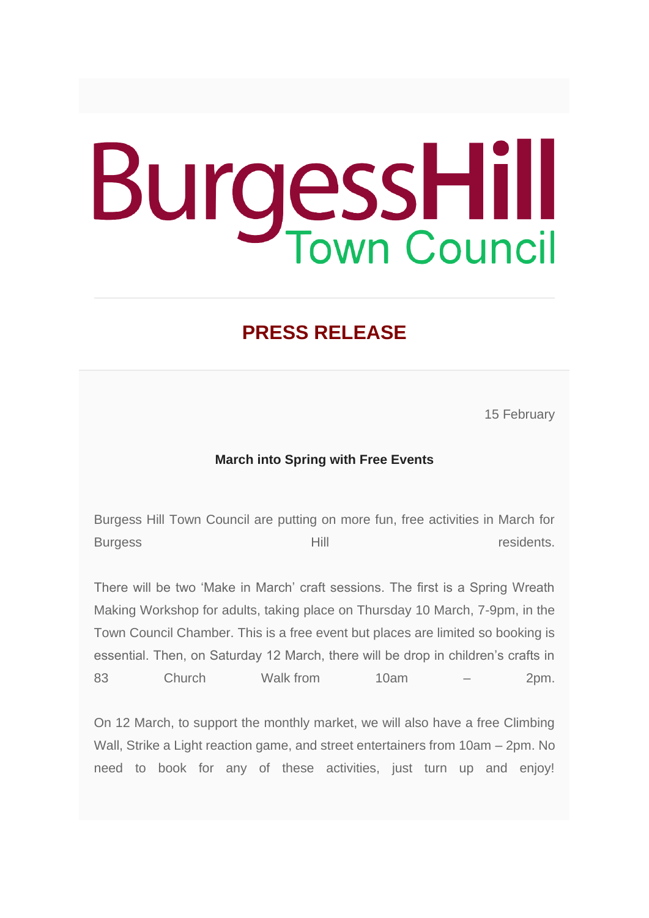# BurgessHill Town Council

## PRESS RELEASE

15 February

**March into Spring with Free Events**

Burgess Hill Town Council are putting on more fun, free activities in March for Burgess Hill residents.

There will be two 'Make in March' craft sessions. The first is a Spring Wreath Making Workshop for adults, taking place on Thursday 10 March, 7-9pm, in the Town Council Chamber. This is a free event but places are limited so booking is essential. Then, on Saturday 12 March, there will be drop in children's crafts in 83 Church Walk from 10am – 2pm.

On 12 March, to support the monthly market, we will also have a free Climbing Wall, Strike a Light reaction game, and street entertainers from 10am – 2pm. No need to book for any of these activities, just turn up and enjoy!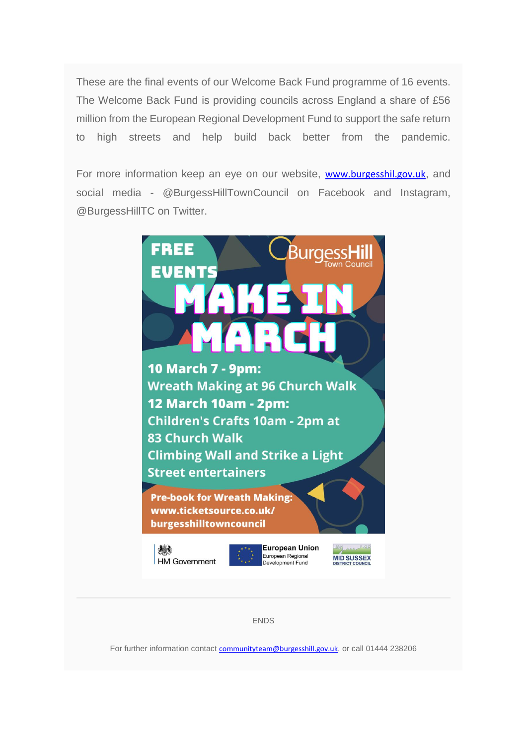These are the final events of our Welcome Back Fund programme of 16 events. The Welcome Back Fund is providing councils across England a share of £56 million from the European Regional Development Fund to support the safe return to high streets and help build back better from the pandemic.

For more information keep an eye on our website, www.burgesshil.gov.uk, and social media - @BurgessHillTownCouncil on Facebook and Instagram, @BurgessHillTC on Twitter.

**FREE EVENTS**

BurgessHill Town Council

# MAKE IN MARCH

**10 March 7 - 9pm:**
**Wreath Making at 96 Church Walk**
**12 March 10am - 2pm:**
**Children's Crafts 10am - 2pm at 83 Church Walk**
**Climbing Wall and Strike a Light**
**Street entertainers**

**Pre-book for Wreath Making: www.ticketsource.co.uk/burgesshilltowncouncil**

HM Government | European Union European Regional Development Fund | MID SUSSEX DISTRICT COUNCIL

---

ENDS

For further information contact communityteam@burgesshill.gov.uk, or call 01444 238206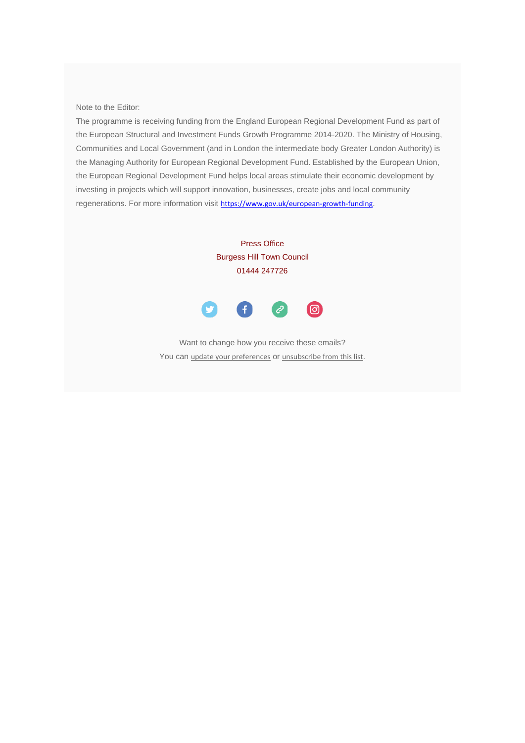Note to the Editor:

The programme is receiving funding from the England European Regional Development Fund as part of the European Structural and Investment Funds Growth Programme 2014-2020. The Ministry of Housing, Communities and Local Government (and in London the intermediate body Greater London Authority) is the Managing Authority for European Regional Development Fund. Established by the European Union, the European Regional Development Fund helps local areas stimulate their economic development by investing in projects which will support innovation, businesses, create jobs and local community regenerations. For more information visit https://www.gov.uk/european-growth-funding.

Press Office
Burgess Hill Town Council
01444 247726

Want to change how you receive these emails?
You can update your preferences or unsubscribe from this list.